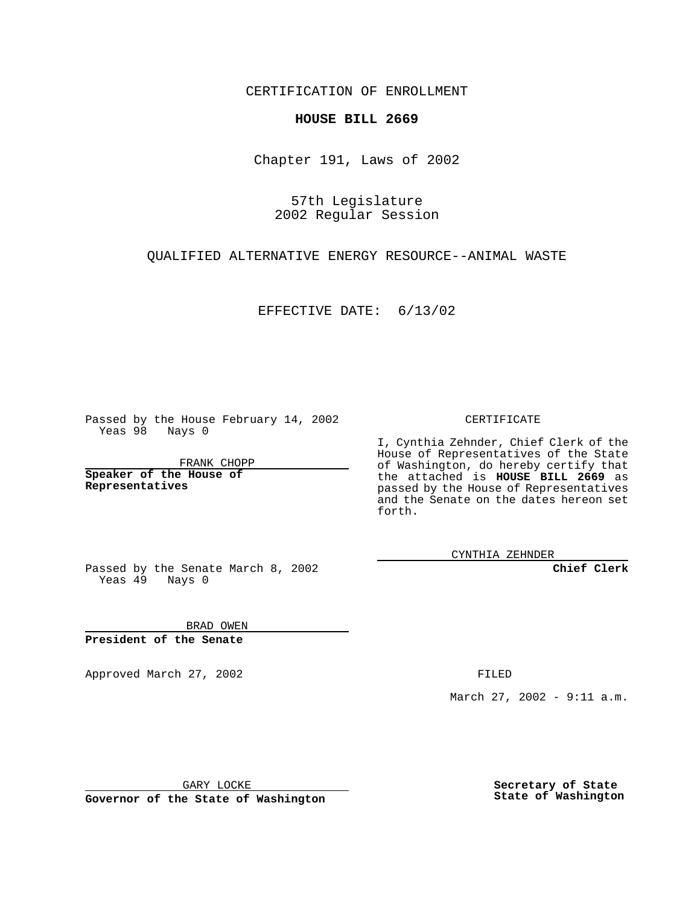CERTIFICATION OF ENROLLMENT

**HOUSE BILL 2669**

Chapter 191, Laws of 2002

57th Legislature
2002 Regular Session

QUALIFIED ALTERNATIVE ENERGY RESOURCE--ANIMAL WASTE

EFFECTIVE DATE: 6/13/02

Passed by the House February 14, 2002
Yeas 98 Nays 0

FRANK CHOPP

**Speaker of the House of Representatives**

Passed by the Senate March 8, 2002
Yeas 49 Nays 0

BRAD OWEN

**President of the Senate**

Approved March 27, 2002

GARY LOCKE

**Governor of the State of Washington**

CERTIFICATE

I, Cynthia Zehnder, Chief Clerk of the House of Representatives of the State of Washington, do hereby certify that the attached is **HOUSE BILL 2669** as passed by the House of Representatives and the Senate on the dates hereon set forth.

CYNTHIA ZEHNDER

**Chief Clerk**

FILED

March 27, 2002 - 9:11 a.m.

**Secretary of State State of Washington**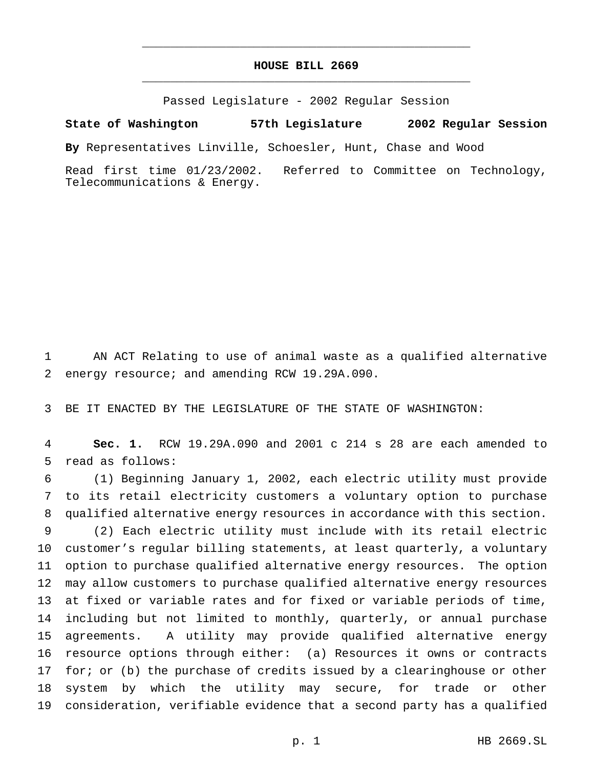# HOUSE BILL 2669

Passed Legislature - 2002 Regular Session

**State of Washington 57th Legislature 2002 Regular Session**

**By** Representatives Linville, Schoesler, Hunt, Chase and Wood

Read first time 01/23/2002. Referred to Committee on Technology, Telecommunications & Energy.

AN ACT Relating to use of animal waste as a qualified alternative energy resource; and amending RCW 19.29A.090.

BE IT ENACTED BY THE LEGISLATURE OF THE STATE OF WASHINGTON:

**Sec. 1.** RCW 19.29A.090 and 2001 c 214 s 28 are each amended to read as follows:

(1) Beginning January 1, 2002, each electric utility must provide to its retail electricity customers a voluntary option to purchase qualified alternative energy resources in accordance with this section.

(2) Each electric utility must include with its retail electric customer's regular billing statements, at least quarterly, a voluntary option to purchase qualified alternative energy resources. The option may allow customers to purchase qualified alternative energy resources at fixed or variable rates and for fixed or variable periods of time, including but not limited to monthly, quarterly, or annual purchase agreements. A utility may provide qualified alternative energy resource options through either: (a) Resources it owns or contracts for; or (b) the purchase of credits issued by a clearinghouse or other system by which the utility may secure, for trade or other consideration, verifiable evidence that a second party has a qualified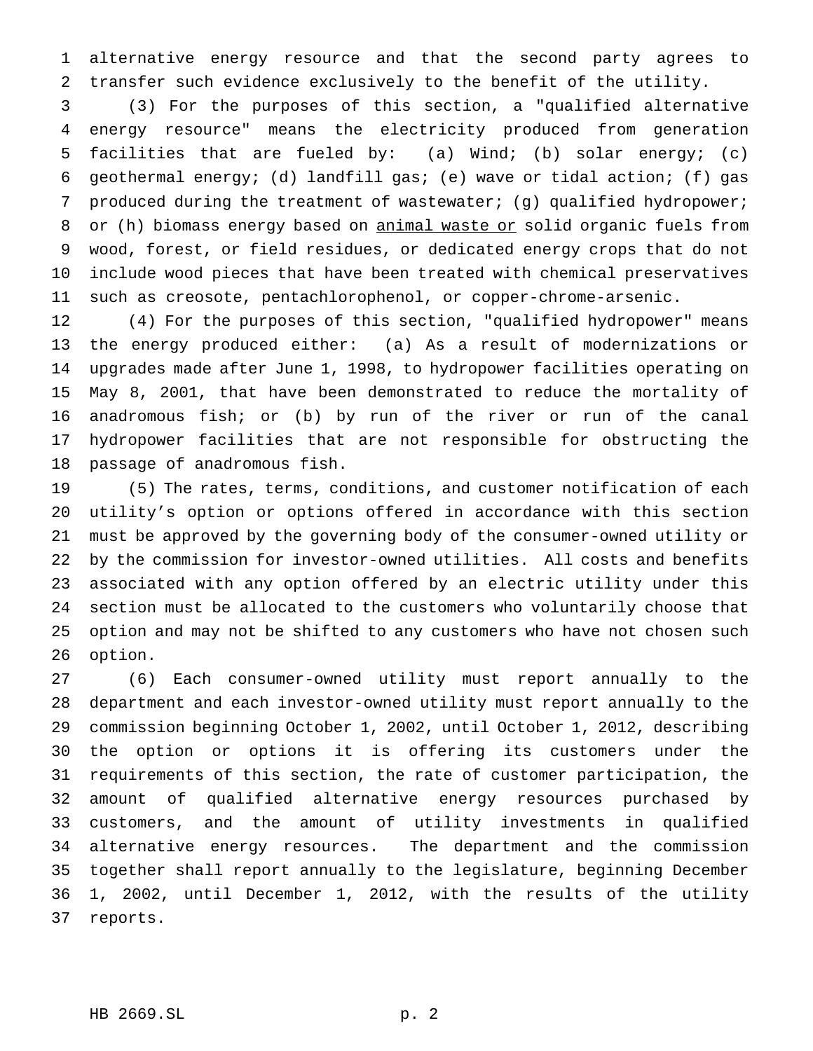alternative energy resource and that the second party agrees to transfer such evidence exclusively to the benefit of the utility.

(3) For the purposes of this section, a "qualified alternative energy resource" means the electricity produced from generation facilities that are fueled by: (a) Wind; (b) solar energy; (c) geothermal energy; (d) landfill gas; (e) wave or tidal action; (f) gas produced during the treatment of wastewater; (g) qualified hydropower; or (h) biomass energy based on <u>animal waste or</u> solid organic fuels from wood, forest, or field residues, or dedicated energy crops that do not include wood pieces that have been treated with chemical preservatives such as creosote, pentachlorophenol, or copper-chrome-arsenic.

(4) For the purposes of this section, "qualified hydropower" means the energy produced either: (a) As a result of modernizations or upgrades made after June 1, 1998, to hydropower facilities operating on May 8, 2001, that have been demonstrated to reduce the mortality of anadromous fish; or (b) by run of the river or run of the canal hydropower facilities that are not responsible for obstructing the passage of anadromous fish.

(5) The rates, terms, conditions, and customer notification of each utility's option or options offered in accordance with this section must be approved by the governing body of the consumer-owned utility or by the commission for investor-owned utilities. All costs and benefits associated with any option offered by an electric utility under this section must be allocated to the customers who voluntarily choose that option and may not be shifted to any customers who have not chosen such option.

(6) Each consumer-owned utility must report annually to the department and each investor-owned utility must report annually to the commission beginning October 1, 2002, until October 1, 2012, describing the option or options it is offering its customers under the requirements of this section, the rate of customer participation, the amount of qualified alternative energy resources purchased by customers, and the amount of utility investments in qualified alternative energy resources. The department and the commission together shall report annually to the legislature, beginning December 1, 2002, until December 1, 2012, with the results of the utility reports.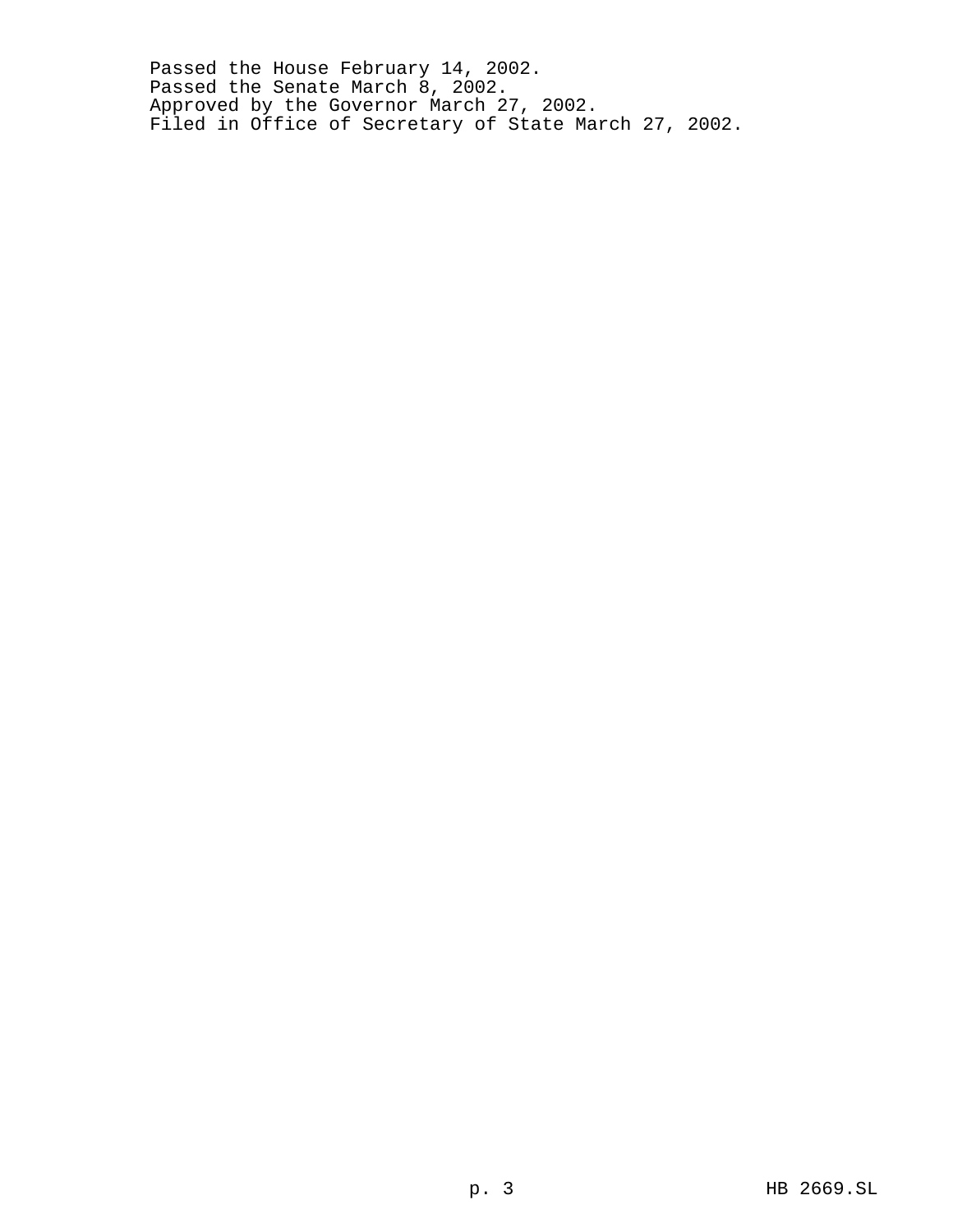Passed the House February 14, 2002.
Passed the Senate March 8, 2002.
Approved by the Governor March 27, 2002.
Filed in Office of Secretary of State March 27, 2002.